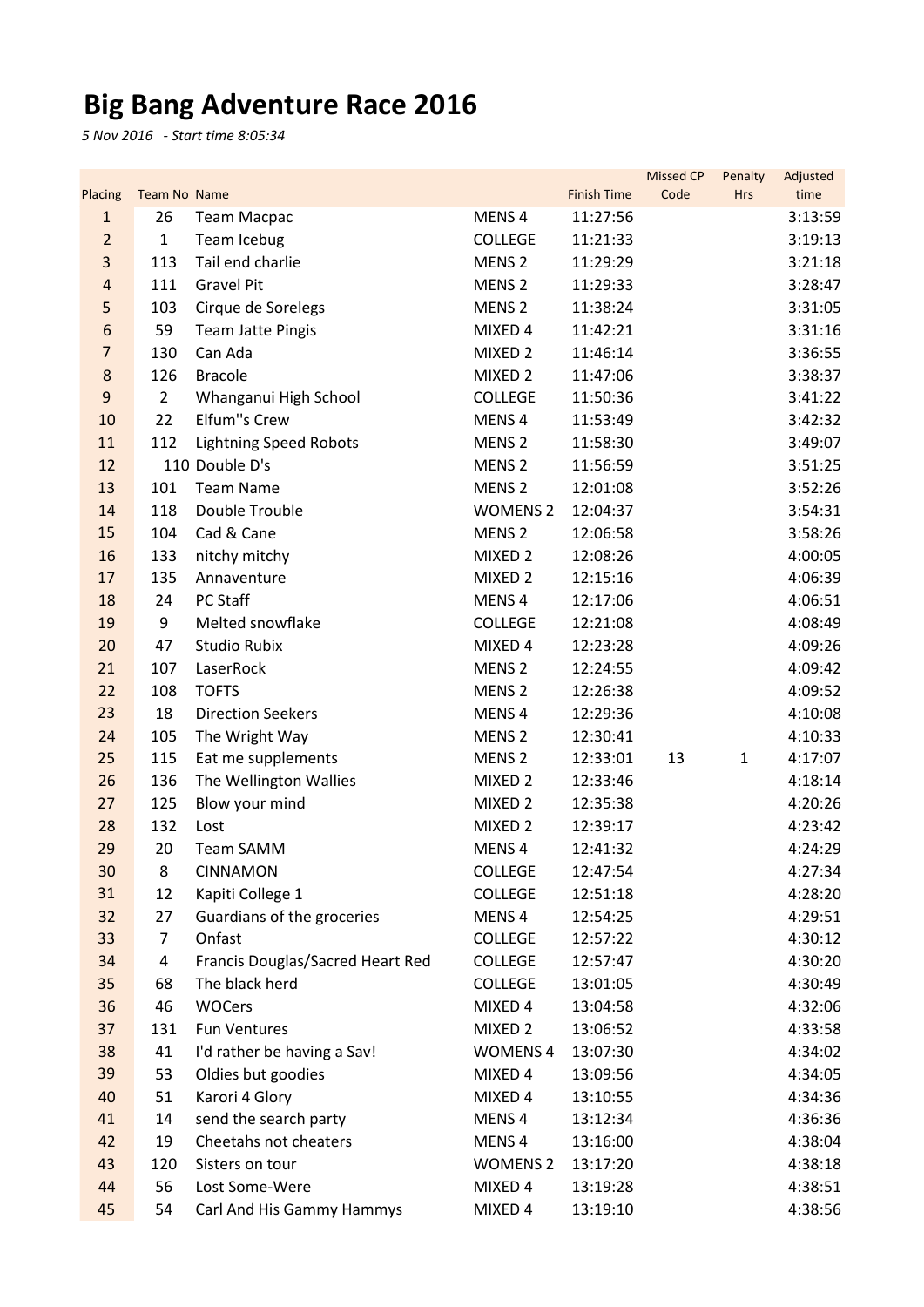# Big Bang Adventure Race 2016

*5 Nov 2016 - Start time 8:05:34*

| Placing | Team No | Name | | Finish Time | Missed CP Code | Penalty Hrs | Adjusted time |
|---|---|---|---|---|---|---|---|
| 1 | 26 | Team Macpac | MENS 4 | 11:27:56 | | | 3:13:59 |
| 2 | 1 | Team Icebug | COLLEGE | 11:21:33 | | | 3:19:13 |
| 3 | 113 | Tail end charlie | MENS 2 | 11:29:29 | | | 3:21:18 |
| 4 | 111 | Gravel Pit | MENS 2 | 11:29:33 | | | 3:28:47 |
| 5 | 103 | Cirque de Sorelegs | MENS 2 | 11:38:24 | | | 3:31:05 |
| 6 | 59 | Team Jatte Pingis | MIXED 4 | 11:42:21 | | | 3:31:16 |
| 7 | 130 | Can Ada | MIXED 2 | 11:46:14 | | | 3:36:55 |
| 8 | 126 | Bracole | MIXED 2 | 11:47:06 | | | 3:38:37 |
| 9 | 2 | Whanganui High School | COLLEGE | 11:50:36 | | | 3:41:22 |
| 10 | 22 | Elfum''s Crew | MENS 4 | 11:53:49 | | | 3:42:32 |
| 11 | 112 | Lightning Speed Robots | MENS 2 | 11:58:30 | | | 3:49:07 |
| 12 | 110 | Double D's | MENS 2 | 11:56:59 | | | 3:51:25 |
| 13 | 101 | Team Name | MENS 2 | 12:01:08 | | | 3:52:26 |
| 14 | 118 | Double Trouble | WOMENS 2 | 12:04:37 | | | 3:54:31 |
| 15 | 104 | Cad & Cane | MENS 2 | 12:06:58 | | | 3:58:26 |
| 16 | 133 | nitchy mitchy | MIXED 2 | 12:08:26 | | | 4:00:05 |
| 17 | 135 | Annaventure | MIXED 2 | 12:15:16 | | | 4:06:39 |
| 18 | 24 | PC Staff | MENS 4 | 12:17:06 | | | 4:06:51 |
| 19 | 9 | Melted snowflake | COLLEGE | 12:21:08 | | | 4:08:49 |
| 20 | 47 | Studio Rubix | MIXED 4 | 12:23:28 | | | 4:09:26 |
| 21 | 107 | LaserRock | MENS 2 | 12:24:55 | | | 4:09:42 |
| 22 | 108 | TOFTS | MENS 2 | 12:26:38 | | | 4:09:52 |
| 23 | 18 | Direction Seekers | MENS 4 | 12:29:36 | | | 4:10:08 |
| 24 | 105 | The Wright Way | MENS 2 | 12:30:41 | | | 4:10:33 |
| 25 | 115 | Eat me supplements | MENS 2 | 12:33:01 | 13 | 1 | 4:17:07 |
| 26 | 136 | The Wellington Wallies | MIXED 2 | 12:33:46 | | | 4:18:14 |
| 27 | 125 | Blow your mind | MIXED 2 | 12:35:38 | | | 4:20:26 |
| 28 | 132 | Lost | MIXED 2 | 12:39:17 | | | 4:23:42 |
| 29 | 20 | Team SAMM | MENS 4 | 12:41:32 | | | 4:24:29 |
| 30 | 8 | CINNAMON | COLLEGE | 12:47:54 | | | 4:27:34 |
| 31 | 12 | Kapiti College 1 | COLLEGE | 12:51:18 | | | 4:28:20 |
| 32 | 27 | Guardians of the groceries | MENS 4 | 12:54:25 | | | 4:29:51 |
| 33 | 7 | Onfast | COLLEGE | 12:57:22 | | | 4:30:12 |
| 34 | 4 | Francis Douglas/Sacred Heart Red | COLLEGE | 12:57:47 | | | 4:30:20 |
| 35 | 68 | The black herd | COLLEGE | 13:01:05 | | | 4:30:49 |
| 36 | 46 | WOCers | MIXED 4 | 13:04:58 | | | 4:32:06 |
| 37 | 131 | Fun Ventures | MIXED 2 | 13:06:52 | | | 4:33:58 |
| 38 | 41 | I'd rather be having a Sav! | WOMENS 4 | 13:07:30 | | | 4:34:02 |
| 39 | 53 | Oldies but goodies | MIXED 4 | 13:09:56 | | | 4:34:05 |
| 40 | 51 | Karori 4 Glory | MIXED 4 | 13:10:55 | | | 4:34:36 |
| 41 | 14 | send the search party | MENS 4 | 13:12:34 | | | 4:36:36 |
| 42 | 19 | Cheetahs not cheaters | MENS 4 | 13:16:00 | | | 4:38:04 |
| 43 | 120 | Sisters on tour | WOMENS 2 | 13:17:20 | | | 4:38:18 |
| 44 | 56 | Lost Some-Were | MIXED 4 | 13:19:28 | | | 4:38:51 |
| 45 | 54 | Carl And His Gammy Hammys | MIXED 4 | 13:19:10 | | | 4:38:56 |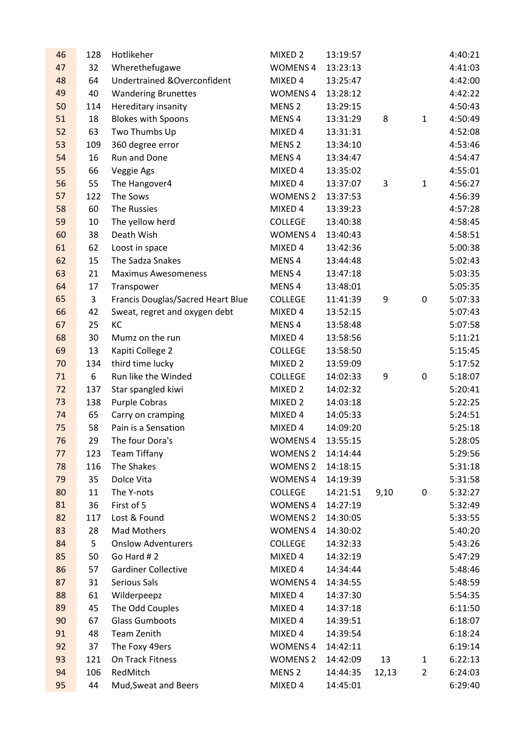| | | | | | | | |
|---|---|---|---|---|---|---|---|
| 46 | 128 | Hotlikeher | MIXED 2 | 13:19:57 | | | 4:40:21 |
| 47 | 32 | Wherethefugawe | WOMENS 4 | 13:23:13 | | | 4:41:03 |
| 48 | 64 | Undertrained &Overconfident | MIXED 4 | 13:25:47 | | | 4:42:00 |
| 49 | 40 | Wandering Brunettes | WOMENS 4 | 13:28:12 | | | 4:42:22 |
| 50 | 114 | Hereditary insanity | MENS 2 | 13:29:15 | | | 4:50:43 |
| 51 | 18 | Blokes with Spoons | MENS 4 | 13:31:29 | 8 | 1 | 4:50:49 |
| 52 | 63 | Two Thumbs Up | MIXED 4 | 13:31:31 | | | 4:52:08 |
| 53 | 109 | 360 degree error | MENS 2 | 13:34:10 | | | 4:53:46 |
| 54 | 16 | Run and Done | MENS 4 | 13:34:47 | | | 4:54:47 |
| 55 | 66 | Veggie Ags | MIXED 4 | 13:35:02 | | | 4:55:01 |
| 56 | 55 | The Hangover4 | MIXED 4 | 13:37:07 | 3 | 1 | 4:56:27 |
| 57 | 122 | The Sows | WOMENS 2 | 13:37:53 | | | 4:56:39 |
| 58 | 60 | The Russies | MIXED 4 | 13:39:23 | | | 4:57:28 |
| 59 | 10 | The yellow herd | COLLEGE | 13:40:38 | | | 4:58:45 |
| 60 | 38 | Death Wish | WOMENS 4 | 13:40:43 | | | 4:58:51 |
| 61 | 62 | Loost in space | MIXED 4 | 13:42:36 | | | 5:00:38 |
| 62 | 15 | The Sadza Snakes | MENS 4 | 13:44:48 | | | 5:02:43 |
| 63 | 21 | Maximus Awesomeness | MENS 4 | 13:47:18 | | | 5:03:35 |
| 64 | 17 | Transpower | MENS 4 | 13:48:01 | | | 5:05:35 |
| 65 | 3 | Francis Douglas/Sacred Heart Blue | COLLEGE | 11:41:39 | 9 | 0 | 5:07:33 |
| 66 | 42 | Sweat, regret and oxygen debt | MIXED 4 | 13:52:15 | | | 5:07:43 |
| 67 | 25 | KC | MENS 4 | 13:58:48 | | | 5:07:58 |
| 68 | 30 | Mumz on the run | MIXED 4 | 13:58:56 | | | 5:11:21 |
| 69 | 13 | Kapiti College 2 | COLLEGE | 13:58:50 | | | 5:15:45 |
| 70 | 134 | third time lucky | MIXED 2 | 13:59:09 | | | 5:17:52 |
| 71 | 6 | Run like the Winded | COLLEGE | 14:02:33 | 9 | 0 | 5:18:07 |
| 72 | 137 | Star spangled kiwi | MIXED 2 | 14:02:32 | | | 5:20:41 |
| 73 | 138 | Purple Cobras | MIXED 2 | 14:03:18 | | | 5:22:25 |
| 74 | 65 | Carry on cramping | MIXED 4 | 14:05:33 | | | 5:24:51 |
| 75 | 58 | Pain is a Sensation | MIXED 4 | 14:09:20 | | | 5:25:18 |
| 76 | 29 | The four Dora's | WOMENS 4 | 13:55:15 | | | 5:28:05 |
| 77 | 123 | Team Tiffany | WOMENS 2 | 14:14:44 | | | 5:29:56 |
| 78 | 116 | The Shakes | WOMENS 2 | 14:18:15 | | | 5:31:18 |
| 79 | 35 | Dolce Vita | WOMENS 4 | 14:19:39 | | | 5:31:58 |
| 80 | 11 | The Y-nots | COLLEGE | 14:21:51 | 9,10 | 0 | 5:32:27 |
| 81 | 36 | First of 5 | WOMENS 4 | 14:27:19 | | | 5:32:49 |
| 82 | 117 | Lost & Found | WOMENS 2 | 14:30:05 | | | 5:33:55 |
| 83 | 28 | Mad Mothers | WOMENS 4 | 14:30:02 | | | 5:40:20 |
| 84 | 5 | Onslow Adventurers | COLLEGE | 14:32:33 | | | 5:43:26 |
| 85 | 50 | Go Hard # 2 | MIXED 4 | 14:32:19 | | | 5:47:29 |
| 86 | 57 | Gardiner Collective | MIXED 4 | 14:34:44 | | | 5:48:46 |
| 87 | 31 | Serious Sals | WOMENS 4 | 14:34:55 | | | 5:48:59 |
| 88 | 61 | Wilderpeepz | MIXED 4 | 14:37:30 | | | 5:54:35 |
| 89 | 45 | The Odd Couples | MIXED 4 | 14:37:18 | | | 6:11:50 |
| 90 | 67 | Glass Gumboots | MIXED 4 | 14:39:51 | | | 6:18:07 |
| 91 | 48 | Team Zenith | MIXED 4 | 14:39:54 | | | 6:18:24 |
| 92 | 37 | The Foxy 49ers | WOMENS 4 | 14:42:11 | | | 6:19:14 |
| 93 | 121 | On Track Fitness | WOMENS 2 | 14:42:09 | 13 | 1 | 6:22:13 |
| 94 | 106 | RedMitch | MENS 2 | 14:44:35 | 12,13 | 2 | 6:24:03 |
| 95 | 44 | Mud,Sweat and Beers | MIXED 4 | 14:45:01 | | | 6:29:40 |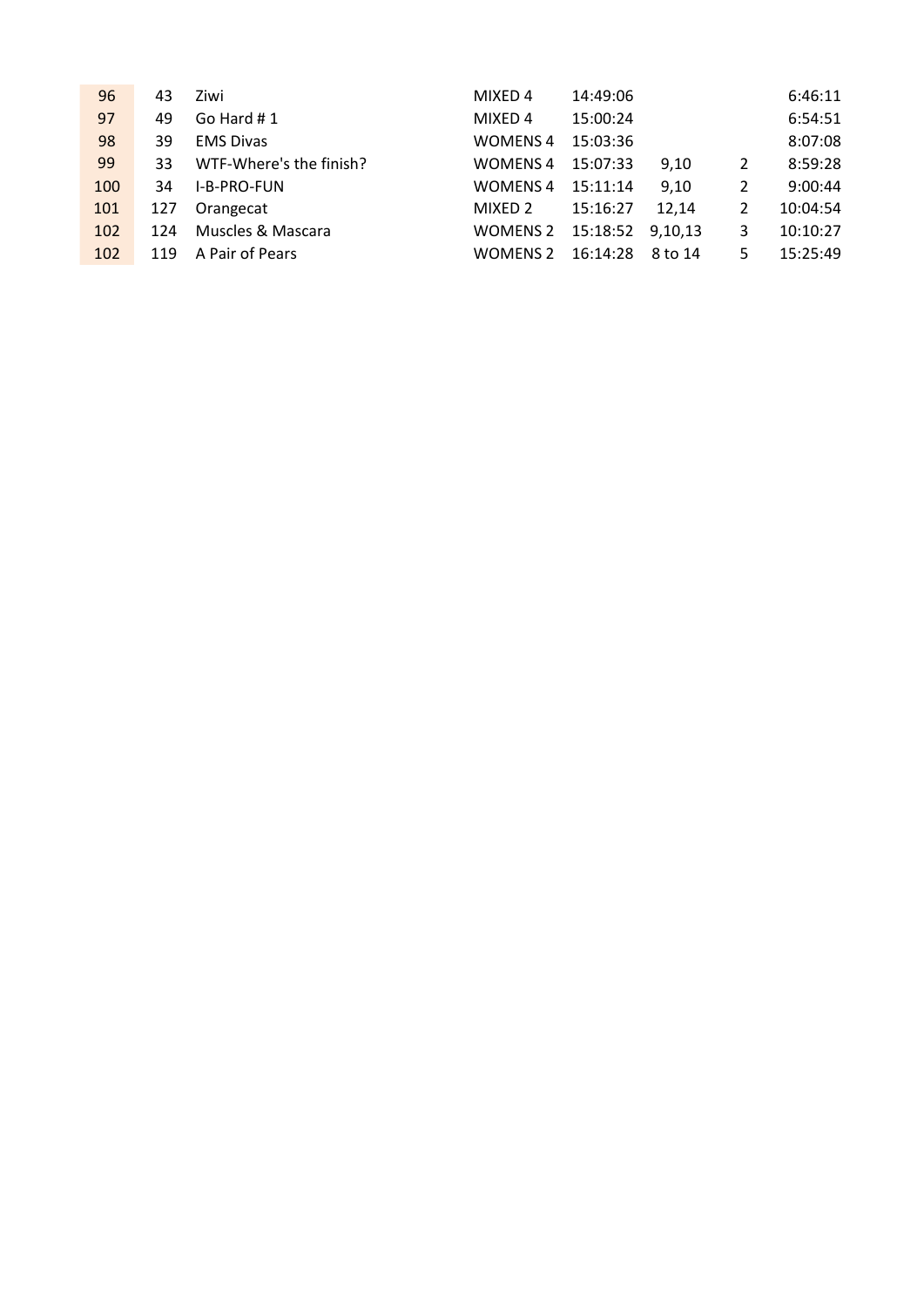| | | | | | | | |
|---|---|---|---|---|---|---|---|
| 96 | 43 | Ziwi | MIXED 4 | 14:49:06 | | | 6:46:11 |
| 97 | 49 | Go Hard # 1 | MIXED 4 | 15:00:24 | | | 6:54:51 |
| 98 | 39 | EMS Divas | WOMENS 4 | 15:03:36 | | | 8:07:08 |
| 99 | 33 | WTF-Where's the finish? | WOMENS 4 | 15:07:33 | 9,10 | 2 | 8:59:28 |
| 100 | 34 | I-B-PRO-FUN | WOMENS 4 | 15:11:14 | 9,10 | 2 | 9:00:44 |
| 101 | 127 | Orangecat | MIXED 2 | 15:16:27 | 12,14 | 2 | 10:04:54 |
| 102 | 124 | Muscles & Mascara | WOMENS 2 | 15:18:52 | 9,10,13 | 3 | 10:10:27 |
| 102 | 119 | A Pair of Pears | WOMENS 2 | 16:14:28 | 8 to 14 | 5 | 15:25:49 |